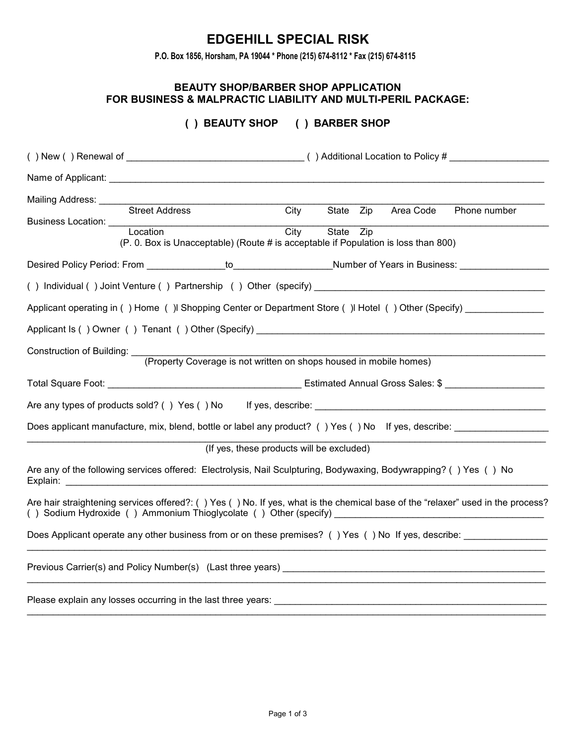# EDGEHILL SPECIAL RISK

**P.O. Box 1856, Horsham, PA 19044 * Phone (215) 674-8112 * Fax (215) 674-8115**

## BEAUTY SHOP/BARBER SHOP APPLICATION
## FOR BUSINESS & MALPRACTIC LIABILITY AND MULTI-PERIL PACKAGE:

**( ) BEAUTY SHOP ( ) BARBER SHOP**

( ) New ( ) Renewal of ______________________________ ( ) Additional Location to Policy # ________________

Name of Applicant: ____________________________________________________________________________

Mailing Address: ______________________________________________________________________________
Street Address City State Zip Area Code Phone number

Business Location: ____________________________________________________________________________
Location City State Zip
(P. 0. Box is Unacceptable) (Route # is acceptable if Population is loss than 800)

Desired Policy Period: From _____________to________________Number of Years in Business: _______________

( ) Individual ( ) Joint Venture ( ) Partnership ( ) Other (specify) ______________________________________

Applicant operating in ( ) Home ( )l Shopping Center or Department Store ( )l Hotel ( ) Other (Specify) _____________

Applicant Is ( ) Owner ( ) Tenant ( ) Other (Specify) ______________________________________________

Construction of Building: ________________________________________________________________________
(Property Coverage is not written on shops housed in mobile homes)

Total Square Foot: ________________________________ Estimated Annual Gross Sales: $ _________________

Are any types of products sold? ( ) Yes ( ) No If yes, describe: ______________________________________

Does applicant manufacture, mix, blend, bottle or label any product? ( ) Yes ( ) No If yes, describe: ______________
________________________________________________________________________________________________
(If yes, these products will be excluded)

Are any of the following services offered: Electrolysis, Nail Sculpturing, Bodywaxing, Bodywrapping? ( ) Yes ( ) No
Explain: ________________________________________________________________________________________

Are hair straightening services offered?: ( ) Yes ( ) No. If yes, what is the chemical base of the "relaxer" used in the process?
( ) Sodium Hydroxide ( ) Ammonium Thioglycolate ( ) Other (specify) ___________________________________

Does Applicant operate any other business from or on these premises? ( ) Yes ( ) No If yes, describe: _____________
________________________________________________________________________________________________

Previous Carrier(s) and Policy Number(s) (Last three years) ___________________________________________
________________________________________________________________________________________________

Please explain any losses occurring in the last three years: ____________________________________________
________________________________________________________________________________________________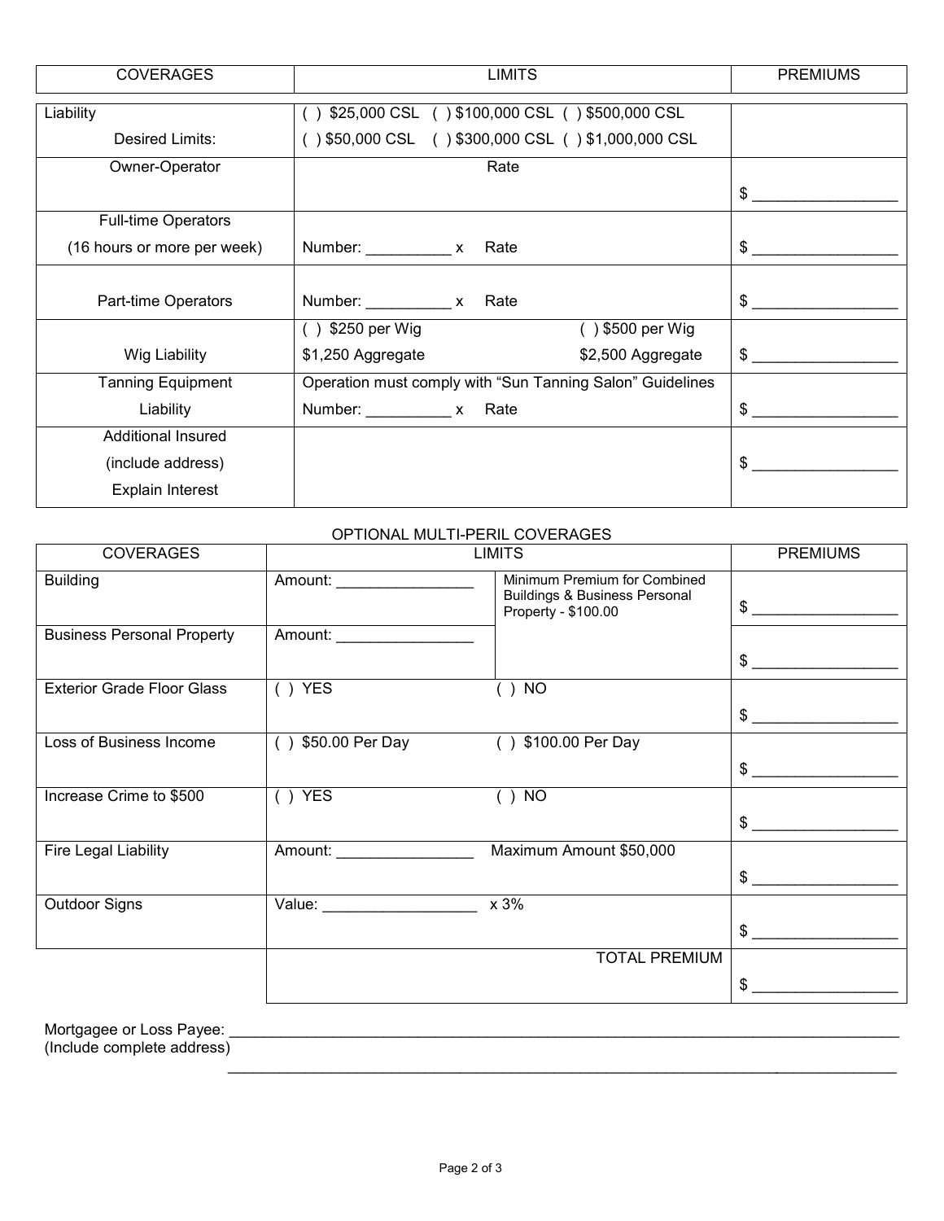| COVERAGES | LIMITS | | PREMIUMS |
|---|---|---|---|
| Liability<br>Desired Limits: | ( ) $25,000 CSL ( ) $100,000 CSL ( ) $500,000 CSL<br>( ) $50,000 CSL ( ) $300,000 CSL ( ) $1,000,000 CSL | | |
| Owner-Operator | Rate | | $ _________________ |
| Full-time Operators<br>(16 hours or more per week) | Number: __________ x Rate | | $ _________________ |
| Part-time Operators | Number: __________ x Rate | | $ _________________ |
| Wig Liability | ( ) $250 per Wig<br>$1,250 Aggregate | ( ) $500 per Wig<br>$2,500 Aggregate | $ _________________ |
| Tanning Equipment<br>Liability | Operation must comply with "Sun Tanning Salon" Guidelines<br>Number: __________ x Rate | | $ _________________ |
| Additional Insured<br>(include address)<br>Explain Interest | | | $ _________________ |

OPTIONAL MULTI-PERIL COVERAGES

| COVERAGES | LIMITS | | PREMIUMS |
|---|---|---|---|
| Building | Amount: ________________ | Minimum Premium for Combined Buildings & Business Personal Property - $100.00 | $ _________________ |
| Business Personal Property | Amount: ________________ | | $ _________________ |
| Exterior Grade Floor Glass | ( ) YES | ( ) NO | $ _________________ |
| Loss of Business Income | ( ) $50.00 Per Day | ( ) $100.00 Per Day | $ _________________ |
| Increase Crime to $500 | ( ) YES | ( ) NO | $ _________________ |
| Fire Legal Liability | Amount: ________________ | Maximum Amount $50,000 | $ _________________ |
| Outdoor Signs | Value: __________________ | x 3% | $ _________________ |
| | | TOTAL PREMIUM | $ _________________ |

Mortgagee or Loss Payee: ________________________________________________________________________________
(Include complete address)
________________________________________________________________________________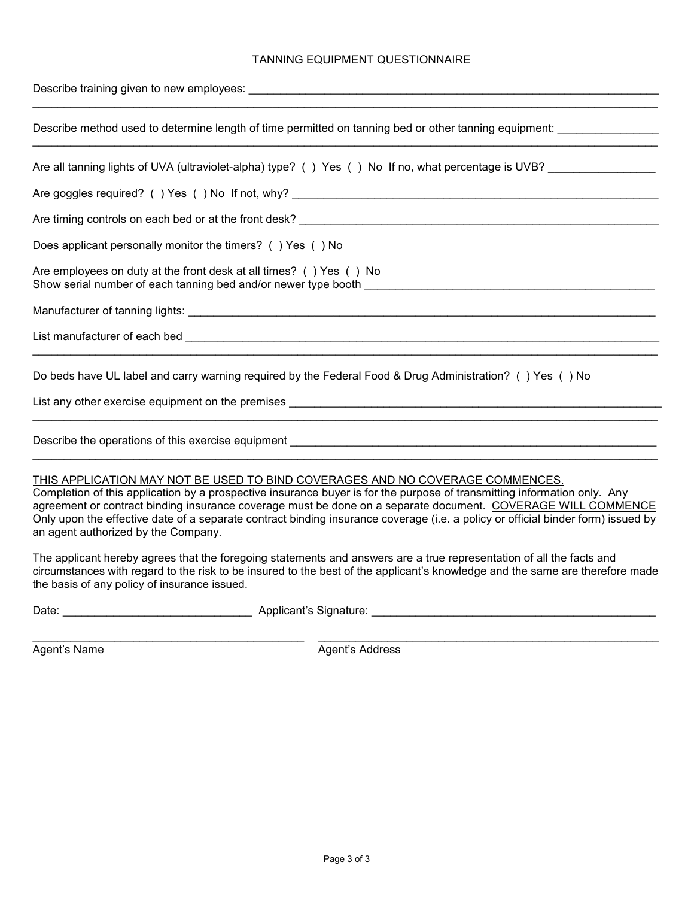# TANNING EQUIPMENT QUESTIONNAIRE

Describe training given to new employees: ____________________________________________________________
______________________________________________________________________________________________

Describe method used to determine length of time permitted on tanning bed or other tanning equipment: _______________
______________________________________________________________________________________________

Are all tanning lights of UVA (ultraviolet-alpha) type? ( ) Yes ( ) No If no, what percentage is UVB? ________________

Are goggles required? ( ) Yes ( ) No If not, why? _______________________________________________________

Are timing controls on each bed or at the front desk? _____________________________________________________

Does applicant personally monitor the timers? ( ) Yes ( ) No

Are employees on duty at the front desk at all times? ( ) Yes ( ) No
Show serial number of each tanning bed and/or newer type booth ____________________________________________

Manufacturer of tanning lights: _______________________________________________________________________

List manufacturer of each bed ________________________________________________________________________
______________________________________________________________________________________________

Do beds have UL label and carry warning required by the Federal Food & Drug Administration? ( ) Yes ( ) No

List any other exercise equipment on the premises _______________________________________________________
______________________________________________________________________________________________

Describe the operations of this exercise equipment _______________________________________________________
______________________________________________________________________________________________

THIS APPLICATION MAY NOT BE USED TO BIND COVERAGES AND NO COVERAGE COMMENCES.
Completion of this application by a prospective insurance buyer is for the purpose of transmitting information only. Any agreement or contract binding insurance coverage must be done on a separate document. COVERAGE WILL COMMENCE Only upon the effective date of a separate contract binding insurance coverage (i.e. a policy or official binder form) issued by an agent authorized by the Company.

The applicant hereby agrees that the foregoing statements and answers are a true representation of all the facts and circumstances with regard to the risk to be insured to the best of the applicant's knowledge and the same are therefore made the basis of any policy of insurance issued.

Date: ____________________________ Applicant's Signature: ___________________________________________

________________________________________ ________________________________________________
Agent's Name Agent's Address